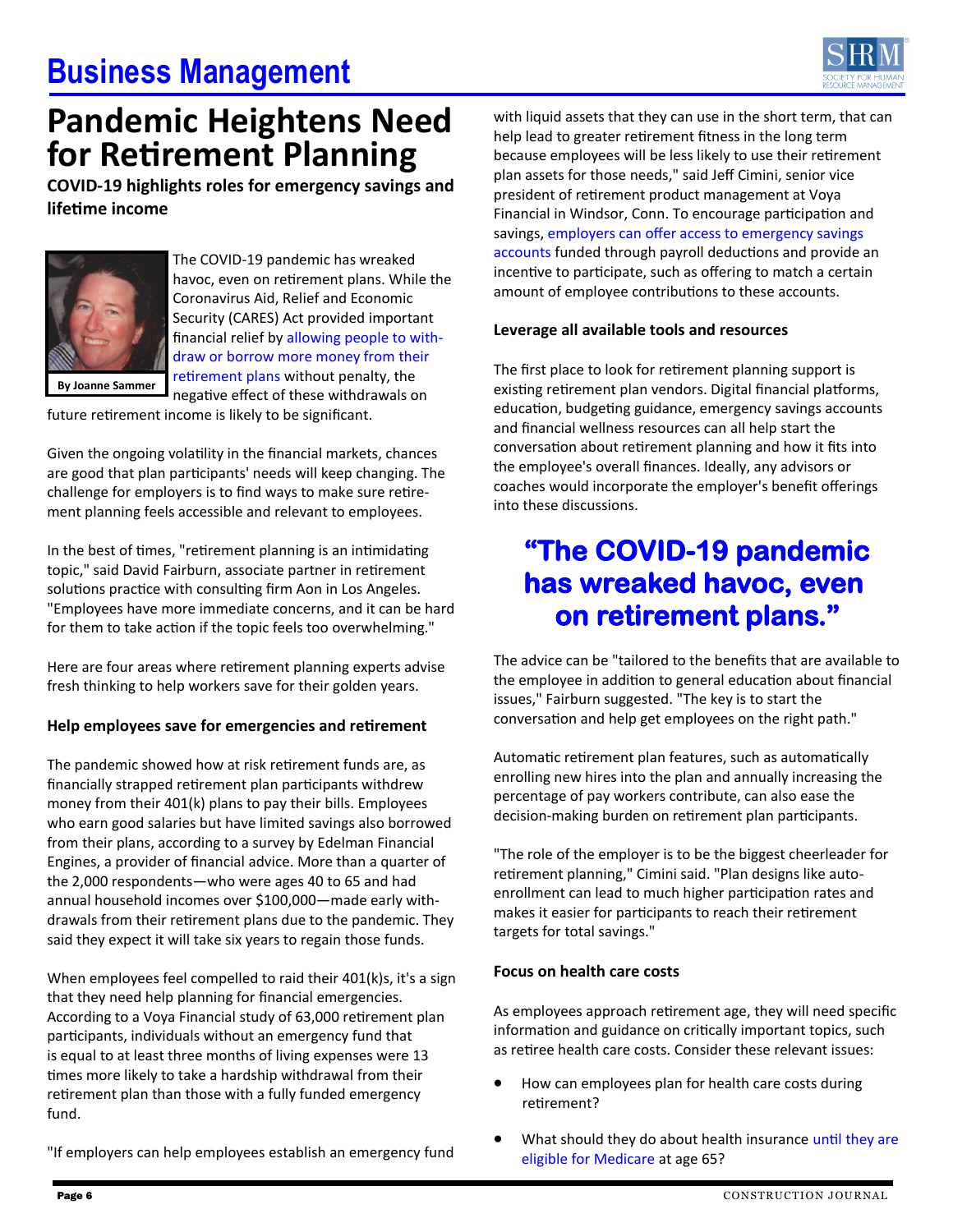# Business Management

# Pandemic Heightens Need for Retirement Planning

**COVID-19 highlights roles for emergency savings and lifetime income**

By Joanne Sammer

The COVID-19 pandemic has wreaked havoc, even on retirement plans. While the Coronavirus Aid, Relief and Economic Security (CARES) Act provided important financial relief by allowing people to withdraw or borrow more money from their retirement plans without penalty, the negative effect of these withdrawals on future retirement income is likely to be significant.

Given the ongoing volatility in the financial markets, chances are good that plan participants' needs will keep changing. The challenge for employers is to find ways to make sure retirement planning feels accessible and relevant to employees.

In the best of times, "retirement planning is an intimidating topic," said David Fairburn, associate partner in retirement solutions practice with consulting firm Aon in Los Angeles. "Employees have more immediate concerns, and it can be hard for them to take action if the topic feels too overwhelming."

Here are four areas where retirement planning experts advise fresh thinking to help workers save for their golden years.

### Help employees save for emergencies and retirement

The pandemic showed how at risk retirement funds are, as financially strapped retirement plan participants withdrew money from their 401(k) plans to pay their bills. Employees who earn good salaries but have limited savings also borrowed from their plans, according to a survey by Edelman Financial Engines, a provider of financial advice. More than a quarter of the 2,000 respondents—who were ages 40 to 65 and had annual household incomes over $100,000—made early withdrawals from their retirement plans due to the pandemic. They said they expect it will take six years to regain those funds.

When employees feel compelled to raid their 401(k)s, it's a sign that they need help planning for financial emergencies. According to a Voya Financial study of 63,000 retirement plan participants, individuals without an emergency fund that is equal to at least three months of living expenses were 13 times more likely to take a hardship withdrawal from their retirement plan than those with a fully funded emergency fund.

"If employers can help employees establish an emergency fund with liquid assets that they can use in the short term, that can help lead to greater retirement fitness in the long term because employees will be less likely to use their retirement plan assets for those needs," said Jeff Cimini, senior vice president of retirement product management at Voya Financial in Windsor, Conn. To encourage participation and savings, employers can offer access to emergency savings accounts funded through payroll deductions and provide an incentive to participate, such as offering to match a certain amount of employee contributions to these accounts.

### Leverage all available tools and resources

The first place to look for retirement planning support is existing retirement plan vendors. Digital financial platforms, education, budgeting guidance, emergency savings accounts and financial wellness resources can all help start the conversation about retirement planning and how it fits into the employee's overall finances. Ideally, any advisors or coaches would incorporate the employer's benefit offerings into these discussions.

> **"The COVID-19 pandemic has wreaked havoc, even on retirement plans."**

The advice can be "tailored to the benefits that are available to the employee in addition to general education about financial issues," Fairburn suggested. "The key is to start the conversation and help get employees on the right path."

Automatic retirement plan features, such as automatically enrolling new hires into the plan and annually increasing the percentage of pay workers contribute, can also ease the decision-making burden on retirement plan participants.

"The role of the employer is to be the biggest cheerleader for retirement planning," Cimini said. "Plan designs like auto-enrollment can lead to much higher participation rates and makes it easier for participants to reach their retirement targets for total savings."

### Focus on health care costs

As employees approach retirement age, they will need specific information and guidance on critically important topics, such as retiree health care costs. Consider these relevant issues:

- How can employees plan for health care costs during retirement?
- What should they do about health insurance until they are eligible for Medicare at age 65?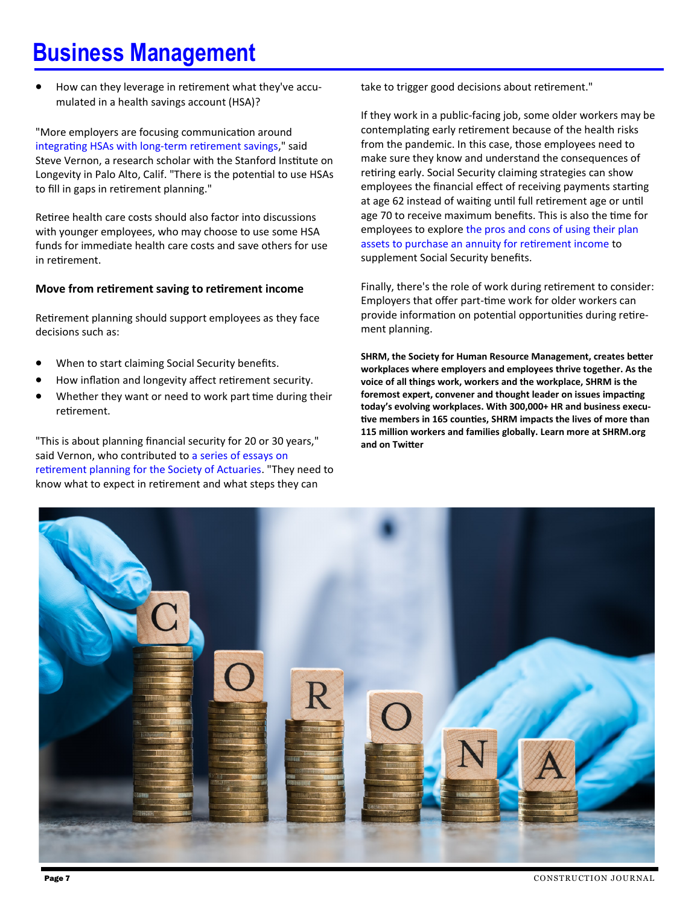# Business Management

- How can they leverage in retirement what they've accumulated in a health savings account (HSA)?

"More employers are focusing communication around integrating HSAs with long-term retirement savings," said Steve Vernon, a research scholar with the Stanford Institute on Longevity in Palo Alto, Calif. "There is the potential to use HSAs to fill in gaps in retirement planning."

Retiree health care costs should also factor into discussions with younger employees, who may choose to use some HSA funds for immediate health care costs and save others for use in retirement.

### Move from retirement saving to retirement income

Retirement planning should support employees as they face decisions such as:

- When to start claiming Social Security benefits.
- How inflation and longevity affect retirement security.
- Whether they want or need to work part time during their retirement.

"This is about planning financial security for 20 or 30 years," said Vernon, who contributed to a series of essays on retirement planning for the Society of Actuaries. "They need to know what to expect in retirement and what steps they can take to trigger good decisions about retirement."

If they work in a public-facing job, some older workers may be contemplating early retirement because of the health risks from the pandemic. In this case, those employees need to make sure they know and understand the consequences of retiring early. Social Security claiming strategies can show employees the financial effect of receiving payments starting at age 62 instead of waiting until full retirement age or until age 70 to receive maximum benefits. This is also the time for employees to explore the pros and cons of using their plan assets to purchase an annuity for retirement income to supplement Social Security benefits.

Finally, there's the role of work during retirement to consider: Employers that offer part-time work for older workers can provide information on potential opportunities during retirement planning.

**SHRM, the Society for Human Resource Management, creates better workplaces where employers and employees thrive together. As the voice of all things work, workers and the workplace, SHRM is the foremost expert, convener and thought leader on issues impacting today's evolving workplaces. With 300,000+ HR and business executive members in 165 counties, SHRM impacts the lives of more than 115 million workers and families globally. Learn more at SHRM.org and on Twitter**